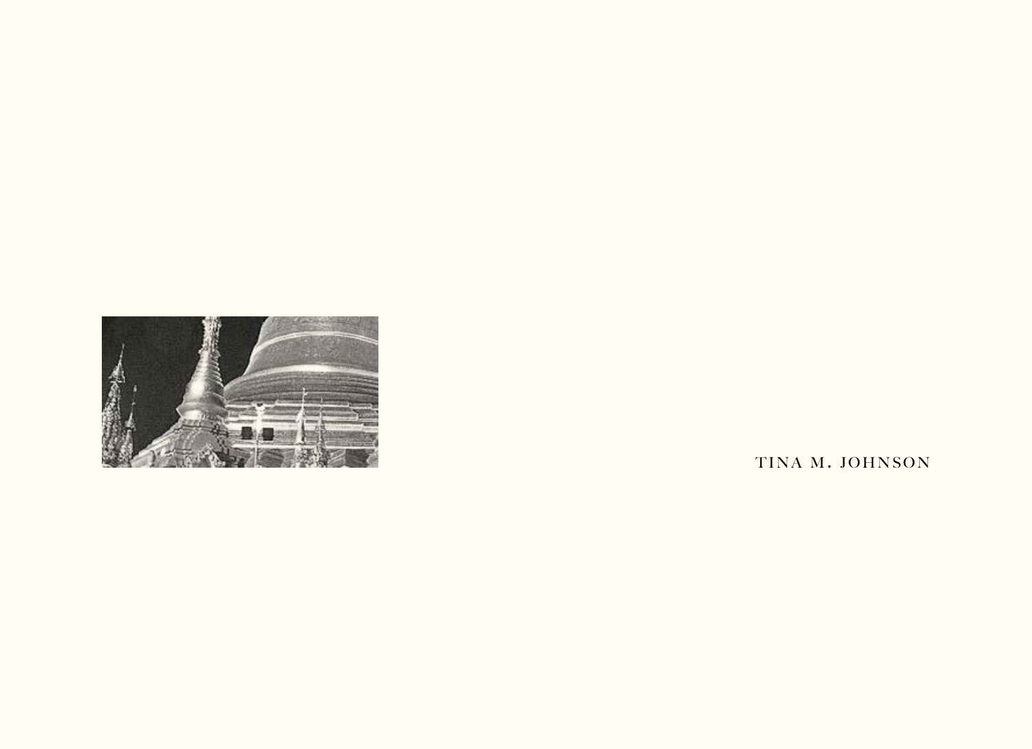TINA M. JOHNSON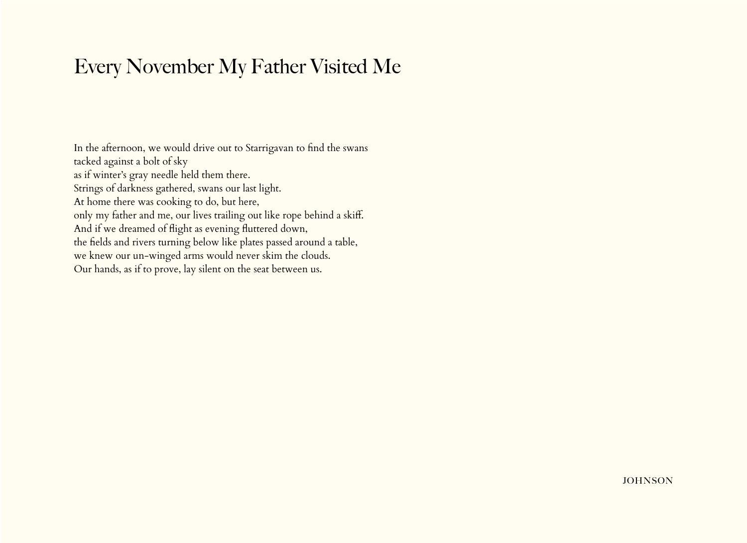# Every November My Father Visited Me

In the afternoon, we would drive out to Starrigavan to find the swans  
tacked against a bolt of sky  
as if winter's gray needle held them there.  
Strings of darkness gathered, swans our last light.  
At home there was cooking to do, but here,  
only my father and me, our lives trailing out like rope behind a skiff.  
And if we dreamed of flight as evening fluttered down,  
the fields and rivers turning below like plates passed around a table,  
we knew our un-winged arms would never skim the clouds.  
Our hands, as if to prove, lay silent on the seat between us.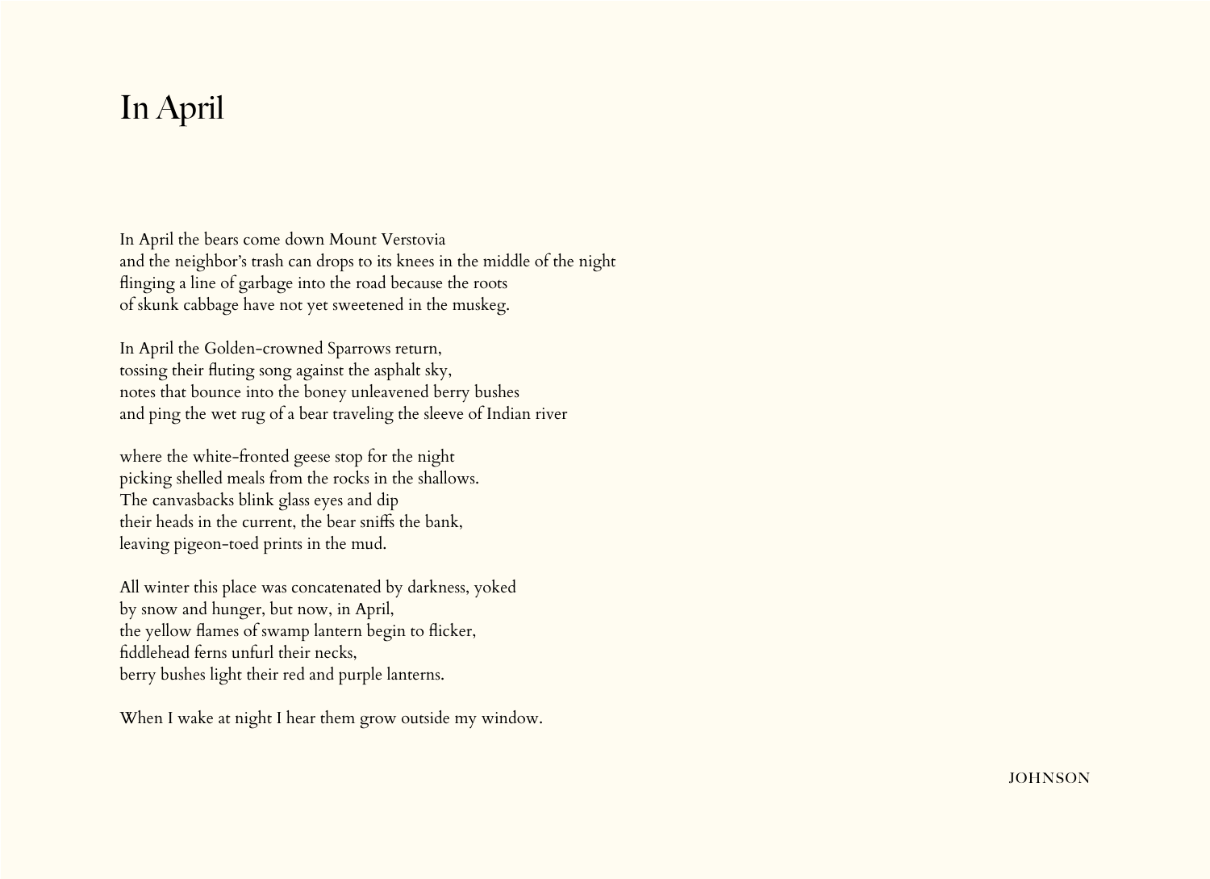# In April

In April the bears come down Mount Verstovia
and the neighbor's trash can drops to its knees in the middle of the night
flinging a line of garbage into the road because the roots
of skunk cabbage have not yet sweetened in the muskeg.

In April the Golden-crowned Sparrows return,
tossing their fluting song against the asphalt sky,
notes that bounce into the boney unleavened berry bushes
and ping the wet rug of a bear traveling the sleeve of Indian river

where the white-fronted geese stop for the night
picking shelled meals from the rocks in the shallows.
The canvasbacks blink glass eyes and dip
their heads in the current, the bear sniffs the bank,
leaving pigeon-toed prints in the mud.

All winter this place was concatenated by darkness, yoked
by snow and hunger, but now, in April,
the yellow flames of swamp lantern begin to flicker,
fiddlehead ferns unfurl their necks,
berry bushes light their red and purple lanterns.

When I wake at night I hear them grow outside my window.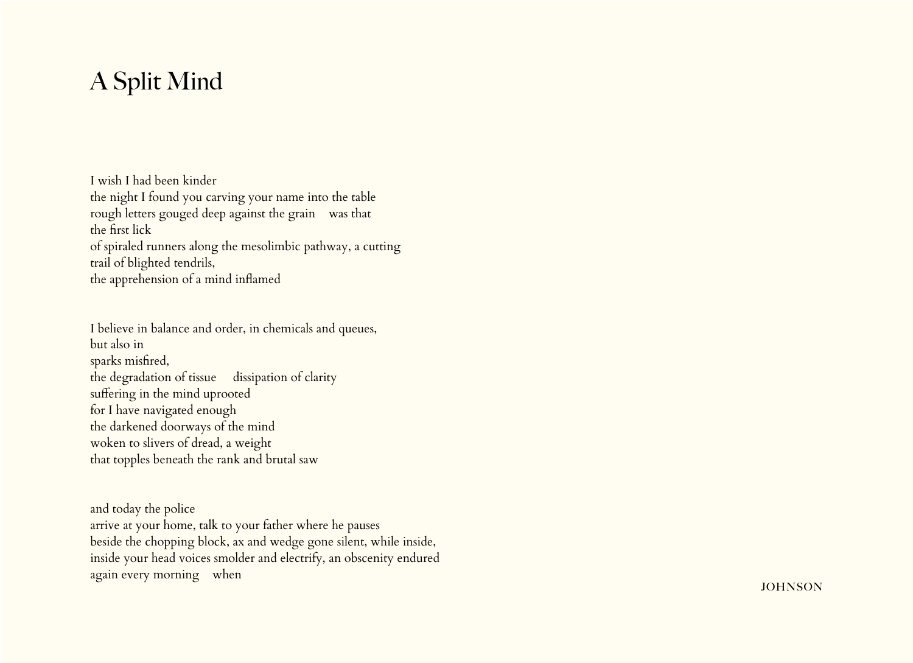# A Split Mind

I wish I had been kinder
the night I found you carving your name into the table
rough letters gouged deep against the grain    was that
the first lick
of spiraled runners along the mesolimbic pathway, a cutting
trail of blighted tendrils,
the apprehension of a mind inflamed

I believe in balance and order, in chemicals and queues,
but also in
sparks misfired,
the degradation of tissue    dissipation of clarity
suffering in the mind uprooted
for I have navigated enough
the darkened doorways of the mind
woken to slivers of dread, a weight
that topples beneath the rank and brutal saw

and today the police
arrive at your home, talk to your father where he pauses
beside the chopping block, ax and wedge gone silent, while inside,
inside your head voices smolder and electrify, an obscenity endured
again every morning    when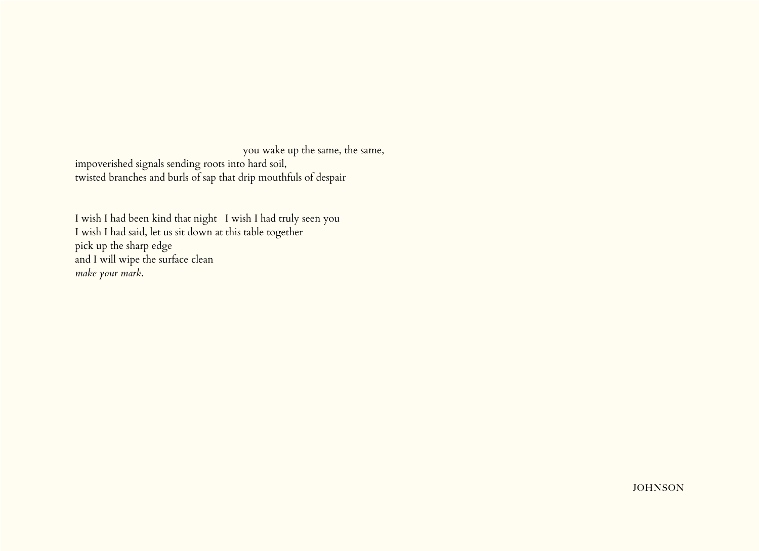you wake up the same, the same,
impoverished signals sending roots into hard soil,
twisted branches and burls of sap that drip mouthfuls of despair

I wish I had been kind that night   I wish I had truly seen you
I wish I had said, let us sit down at this table together
pick up the sharp edge
and I will wipe the surface clean
*make your mark*.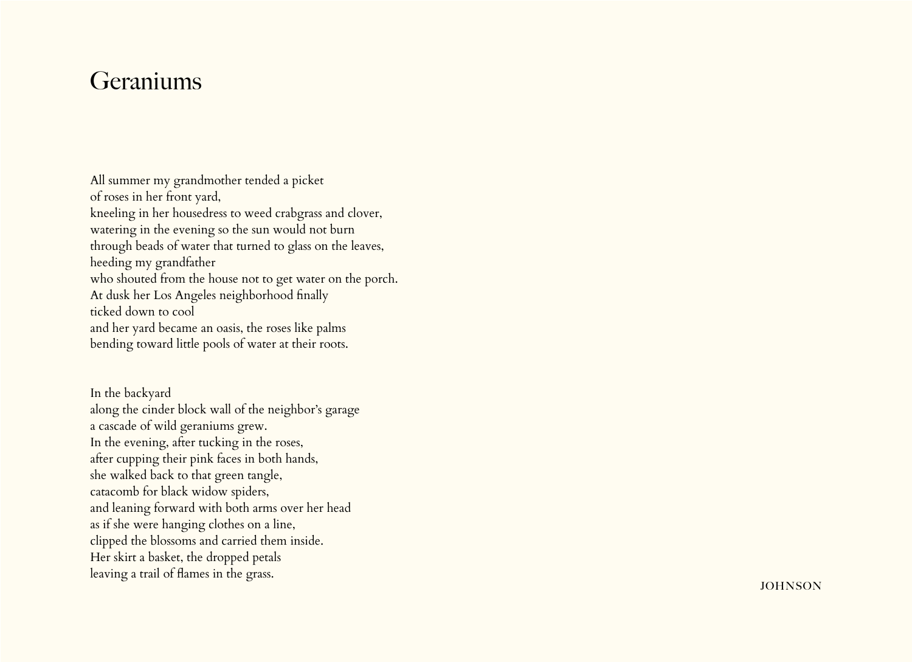# Geraniums

All summer my grandmother tended a picket  
of roses in her front yard,  
kneeling in her housedress to weed crabgrass and clover,  
watering in the evening so the sun would not burn  
through beads of water that turned to glass on the leaves,  
heeding my grandfather  
who shouted from the house not to get water on the porch.  
At dusk her Los Angeles neighborhood finally  
ticked down to cool  
and her yard became an oasis, the roses like palms  
bending toward little pools of water at their roots.

In the backyard  
along the cinder block wall of the neighbor's garage  
a cascade of wild geraniums grew.  
In the evening, after tucking in the roses,  
after cupping their pink faces in both hands,  
she walked back to that green tangle,  
catacomb for black widow spiders,  
and leaning forward with both arms over her head  
as if she were hanging clothes on a line,  
clipped the blossoms and carried them inside.  
Her skirt a basket, the dropped petals  
leaving a trail of flames in the grass.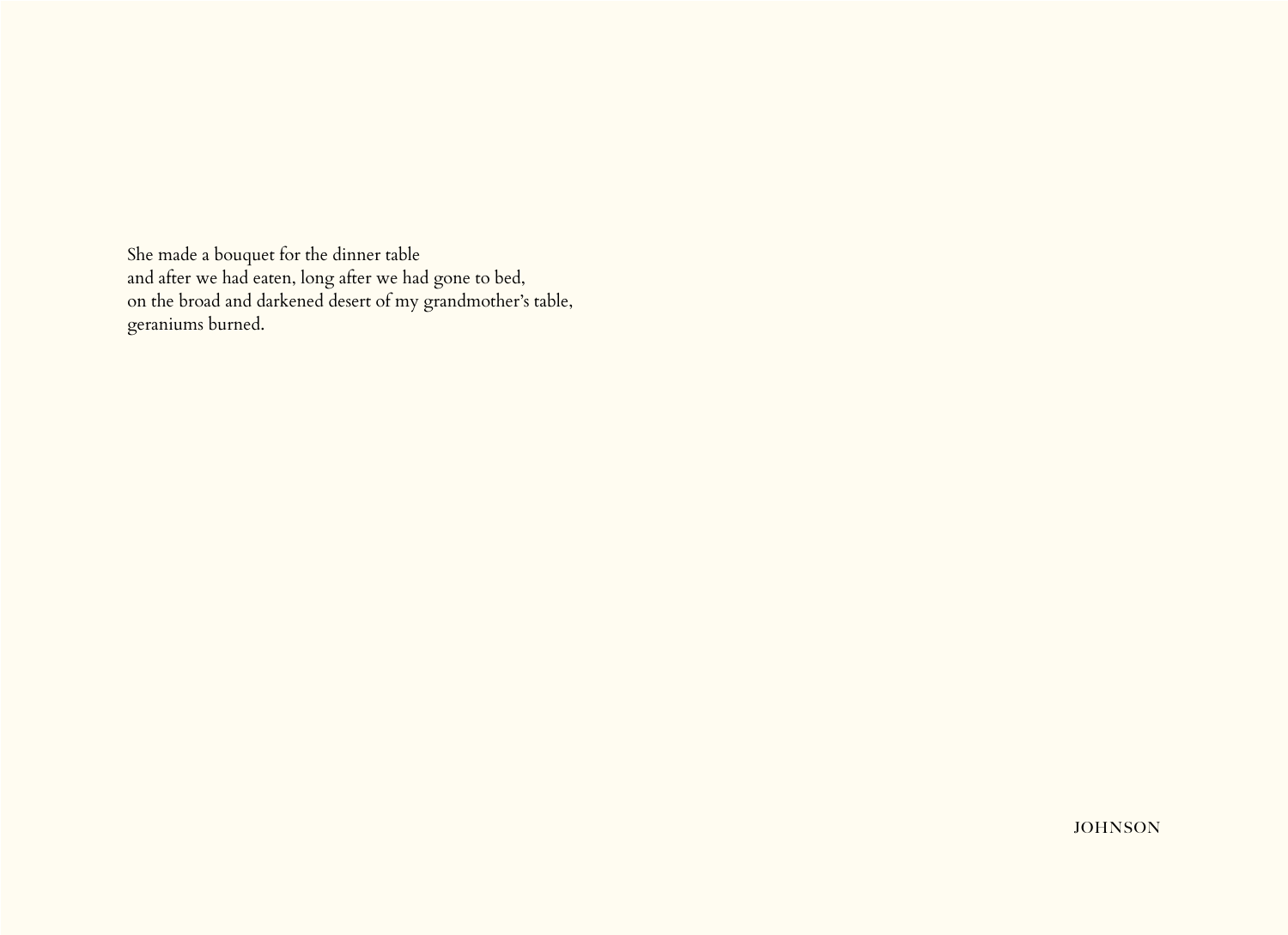She made a bouquet for the dinner table  
and after we had eaten, long after we had gone to bed,  
on the broad and darkened desert of my grandmother's table,  
geraniums burned.